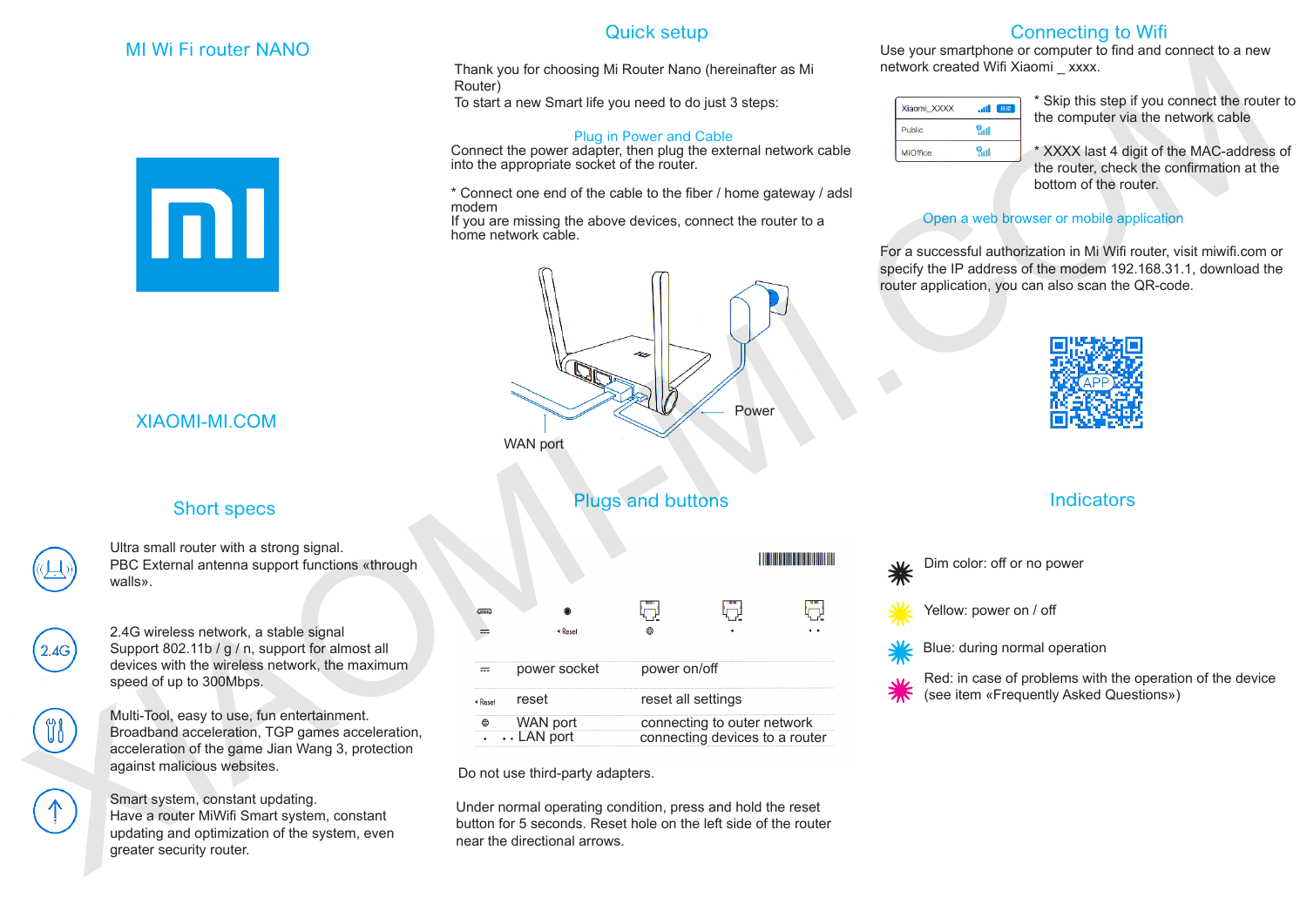# MI Wi Fi router NANO

XIAOMI-MI.COM

## Short specs

Ultra small router with a strong signal.
PBC External antenna support functions «through walls».

2.4G wireless network, a stable signal
Support 802.11b / g / n, support for almost all devices with the wireless network, the maximum speed of up to 300Mbps.

Multi-Tool, easy to use, fun entertainment.
Broadband acceleration, TGP games acceleration, acceleration of the game Jian Wang 3, protection against malicious websites.

Smart system, constant updating.
Have a router MiWifi Smart system, constant updating and optimization of the system, even greater security router.

## Quick setup

Thank you for choosing Mi Router Nano (hereinafter as Mi Router)
To start a new Smart life you need to do just 3 steps:

### Plug in Power and Cable

Connect the power adapter, then plug the external network cable into the appropriate socket of the router.

* Connect one end of the cable to the fiber / home gateway / adsl modem
If you are missing the above devices, connect the router to a home network cable.

WAN port

Power

## Plugs and buttons

| | | |
|---|---|---|
| ⎓ | power socket | power on/off |
| Reset | reset | reset all settings |
| ⊕ | WAN port | connecting to outer network |
| • • | LAN port | connecting devices to a router |

Do not use third-party adapters.

Under normal operating condition, press and hold the reset button for 5 seconds. Reset hole on the left side of the router near the directional arrows.

## Connecting to Wifi

Use your smartphone or computer to find and connect to a new network created Wifi Xiaomi _ xxxx.

Xiaomi_XXXX
Public
MIOffice

* Skip this step if you connect the router to the computer via the network cable

* XXXX last 4 digit of the MAC-address of the router, check the confirmation at the bottom of the router.

### Open a web browser or mobile application

For a successful authorization in Mi Wifi router, visit miwifi.com or specify the IP address of the modem 192.168.31.1, download the router application, you can also scan the QR-code.

APP

## Indicators

Dim color: off or no power

Yellow: power on / off

Blue: during normal operation

Red: in case of problems with the operation of the device (see item «Frequently Asked Questions»)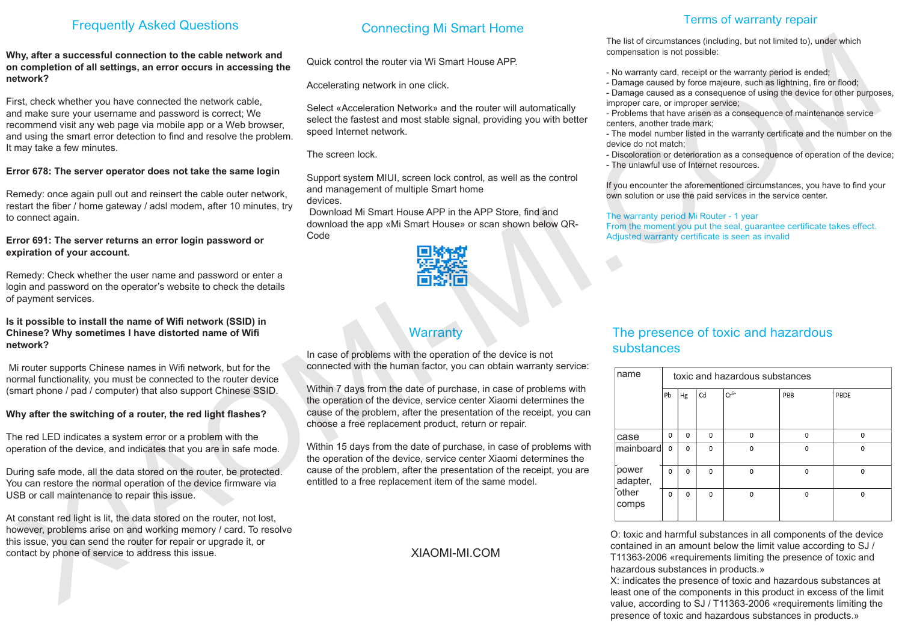## Frequently Asked Questions

**Why, after a successful connection to the cable network and on completion of all settings, an error occurs in accessing the network?**

First, check whether you have connected the network cable, and make sure your username and password is correct; We recommend visit any web page via mobile app or a Web browser, and using the smart error detection to find and resolve the problem. It may take a few minutes.

**Error 678: The server operator does not take the same login**

Remedy: once again pull out and reinsert the cable outer network, restart the fiber / home gateway / adsl modem, after 10 minutes, try to connect again.

**Error 691: The server returns an error login password or expiration of your account.**

Remedy: Check whether the user name and password or enter a login and password on the operator's website to check the details of payment services.

**Is it possible to install the name of Wifi network (SSID) in Chinese? Why sometimes I have distorted name of Wifi network?**

Mi router supports Chinese names in Wifi network, but for the normal functionality, you must be connected to the router device (smart phone / pad / computer) that also support Chinese SSID.

**Why after the switching of a router, the red light flashes?**

The red LED indicates a system error or a problem with the operation of the device, and indicates that you are in safe mode.

During safe mode, all the data stored on the router, be protected. You can restore the normal operation of the device firmware via USB or call maintenance to repair this issue.

At constant red light is lit, the data stored on the router, not lost, however, problems arise on and working memory / card. To resolve this issue, you can send the router for repair or upgrade it, or contact by phone of service to address this issue.

## Connecting Mi Smart Home

Quick control the router via Wi Smart House APP.

Accelerating network in one click.

Select «Acceleration Network» and the router will automatically select the fastest and most stable signal, providing you with better speed Internet network.

The screen lock.

Support system MIUI, screen lock control, as well as the control and management of multiple Smart home devices.

Download Mi Smart House APP in the APP Store, find and download the app «Mi Smart House» or scan shown below QR-Code

## Warranty

In case of problems with the operation of the device is not connected with the human factor, you can obtain warranty service:

Within 7 days from the date of purchase, in case of problems with the operation of the device, service center Xiaomi determines the cause of the problem, after the presentation of the receipt, you can choose a free replacement product, return or repair.

Within 15 days from the date of purchase, in case of problems with the operation of the device, service center Xiaomi determines the cause of the problem, after the presentation of the receipt, you are entitled to a free replacement item of the same model.

XIAOMI-MI.COM

## Terms of warranty repair

The list of circumstances (including, but not limited to), under which compensation is not possible:

- No warranty card, receipt or the warranty period is ended;
- Damage caused by force majeure, such as lightning, fire or flood;
- Damage caused as a consequence of using the device for other purposes, improper care, or improper service;
- Problems that have arisen as a consequence of maintenance service centers, another trade mark;
- The model number listed in the warranty certificate and the number on the device do not match;
- Discoloration or deterioration as a consequence of operation of the device;
- The unlawful use of Internet resources.

If you encounter the aforementioned circumstances, you have to find your own solution or use the paid services in the service center.

The warranty period Mi Router - 1 year
From the moment you put the seal, guarantee certificate takes effect.
Adjusted warranty certificate is seen as invalid

## The presence of toxic and hazardous substances

| name | toxic and hazardous substances | | | | | |
|---|---|---|---|---|---|---|
| | Pb | Hg | Cd | $Cr^{6+}$ | PBB | PBDE |
| case | 0 | 0 | 0 | 0 | 0 | 0 |
| mainboard | 0 | 0 | 0 | 0 | 0 | 0 |
| power adapter, | 0 | 0 | 0 | 0 | 0 | 0 |
| other comps | 0 | 0 | 0 | 0 | 0 | 0 |

O: toxic and harmful substances in all components of the device contained in an amount below the limit value according to SJ / T11363-2006 «requirements limiting the presence of toxic and hazardous substances in products.»
X: indicates the presence of toxic and hazardous substances at least one of the components in this product in excess of the limit value, according to SJ / T11363-2006 «requirements limiting the presence of toxic and hazardous substances in products.»